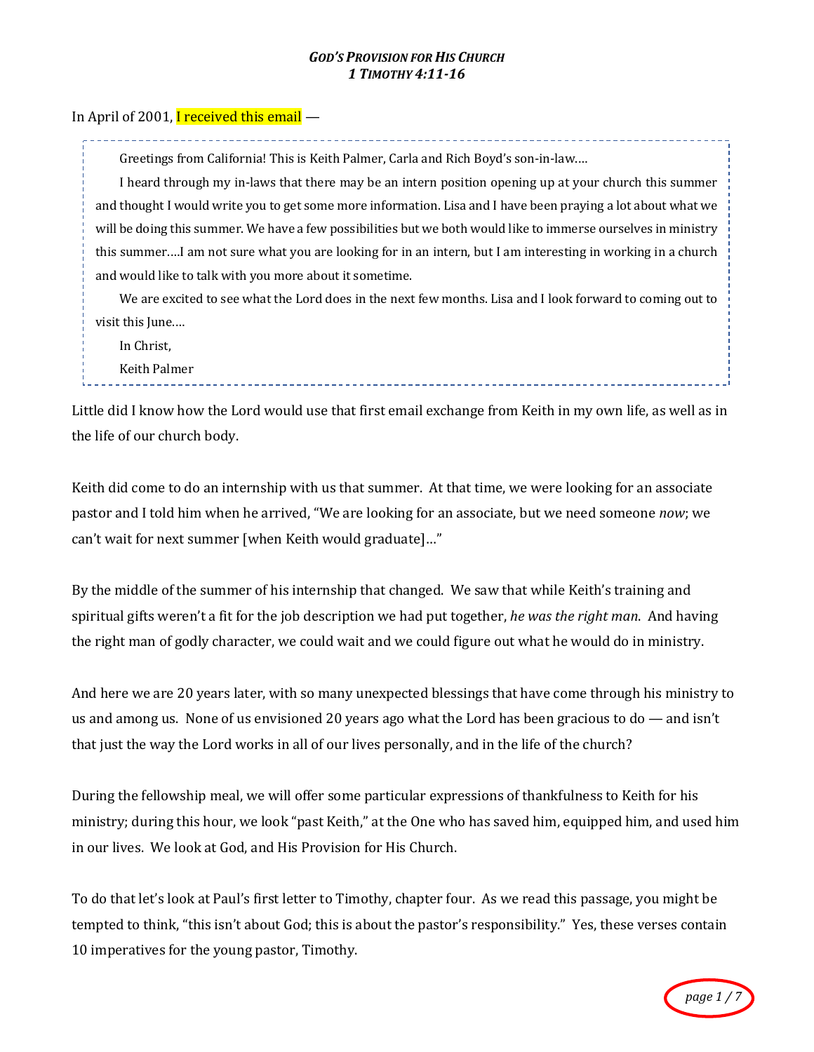# *GOD'S PROVISION FOR HIS CHURCH*
## *1 TIMOTHY 4:11-16*

In April of 2001, I received this email —

> Greetings from California! This is Keith Palmer, Carla and Rich Boyd's son-in-law….
>
> I heard through my in-laws that there may be an intern position opening up at your church this summer and thought I would write you to get some more information. Lisa and I have been praying a lot about what we will be doing this summer. We have a few possibilities but we both would like to immerse ourselves in ministry this summer….I am not sure what you are looking for in an intern, but I am interesting in working in a church and would like to talk with you more about it sometime.
>
> We are excited to see what the Lord does in the next few months. Lisa and I look forward to coming out to visit this June….
>
> In Christ,
>
> Keith Palmer

Little did I know how the Lord would use that first email exchange from Keith in my own life, as well as in the life of our church body.

Keith did come to do an internship with us that summer. At that time, we were looking for an associate pastor and I told him when he arrived, "We are looking for an associate, but we need someone *now*; we can't wait for next summer [when Keith would graduate]…"

By the middle of the summer of his internship that changed. We saw that while Keith's training and spiritual gifts weren't a fit for the job description we had put together, *he was the right man*. And having the right man of godly character, we could wait and we could figure out what he would do in ministry.

And here we are 20 years later, with so many unexpected blessings that have come through his ministry to us and among us. None of us envisioned 20 years ago what the Lord has been gracious to do — and isn't that just the way the Lord works in all of our lives personally, and in the life of the church?

During the fellowship meal, we will offer some particular expressions of thankfulness to Keith for his ministry; during this hour, we look "past Keith," at the One who has saved him, equipped him, and used him in our lives. We look at God, and His Provision for His Church.

To do that let's look at Paul's first letter to Timothy, chapter four. As we read this passage, you might be tempted to think, "this isn't about God; this is about the pastor's responsibility." Yes, these verses contain 10 imperatives for the young pastor, Timothy.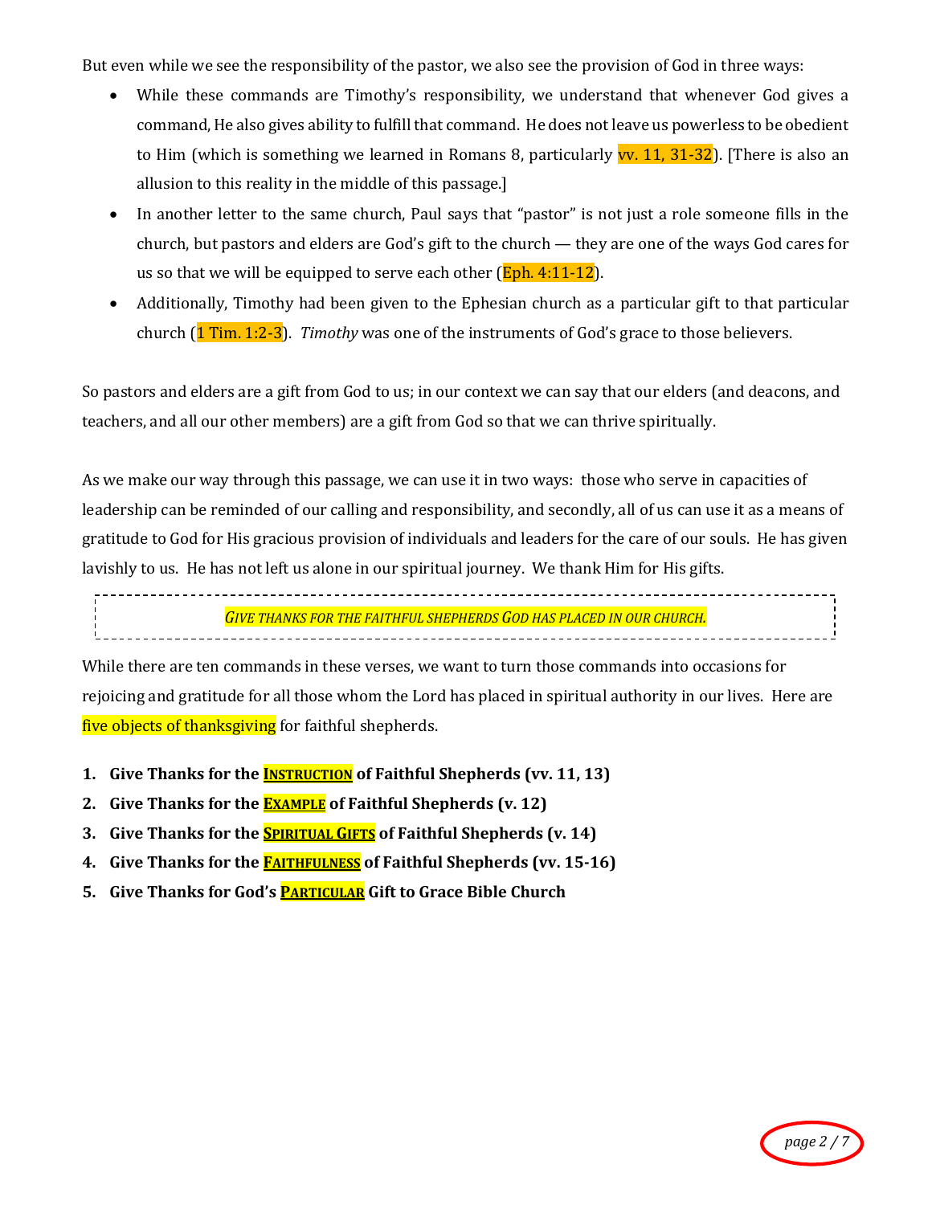But even while we see the responsibility of the pastor, we also see the provision of God in three ways:

- While these commands are Timothy's responsibility, we understand that whenever God gives a command, He also gives ability to fulfill that command. He does not leave us powerless to be obedient to Him (which is something we learned in Romans 8, particularly vv. 11, 31-32). [There is also an allusion to this reality in the middle of this passage.]
- In another letter to the same church, Paul says that "pastor" is not just a role someone fills in the church, but pastors and elders are God's gift to the church — they are one of the ways God cares for us so that we will be equipped to serve each other (Eph. 4:11-12).
- Additionally, Timothy had been given to the Ephesian church as a particular gift to that particular church (1 Tim. 1:2-3). *Timothy* was one of the instruments of God's grace to those believers.

So pastors and elders are a gift from God to us; in our context we can say that our elders (and deacons, and teachers, and all our other members) are a gift from God so that we can thrive spiritually.

As we make our way through this passage, we can use it in two ways: those who serve in capacities of leadership can be reminded of our calling and responsibility, and secondly, all of us can use it as a means of gratitude to God for His gracious provision of individuals and leaders for the care of our souls. He has given lavishly to us. He has not left us alone in our spiritual journey. We thank Him for His gifts.

*GIVE THANKS FOR THE FAITHFUL SHEPHERDS GOD HAS PLACED IN OUR CHURCH.*

While there are ten commands in these verses, we want to turn those commands into occasions for rejoicing and gratitude for all those whom the Lord has placed in spiritual authority in our lives. Here are five objects of thanksgiving for faithful shepherds.

1. **Give Thanks for the INSTRUCTION of Faithful Shepherds (vv. 11, 13)**
2. **Give Thanks for the EXAMPLE of Faithful Shepherds (v. 12)**
3. **Give Thanks for the SPIRITUAL GIFTS of Faithful Shepherds (v. 14)**
4. **Give Thanks for the FAITHFULNESS of Faithful Shepherds (vv. 15-16)**
5. **Give Thanks for God's PARTICULAR Gift to Grace Bible Church**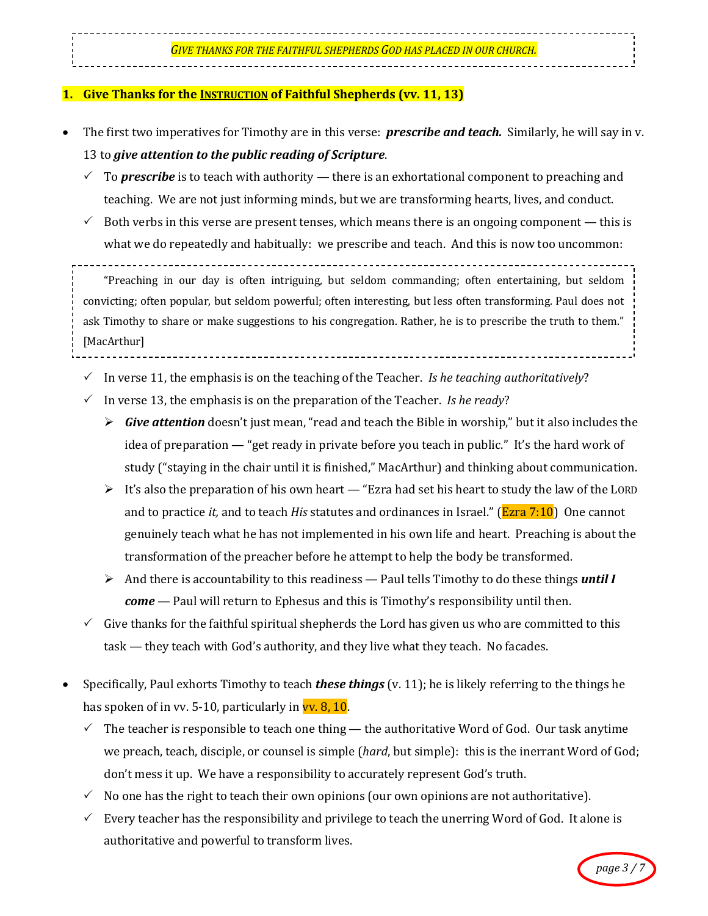*GIVE THANKS FOR THE FAITHFUL SHEPHERDS GOD HAS PLACED IN OUR CHURCH.*

## 1. Give Thanks for the INSTRUCTION of Faithful Shepherds (vv. 11, 13)

- The first two imperatives for Timothy are in this verse: ***prescribe and teach.*** Similarly, he will say in v. 13 to ***give attention to the public reading of Scripture***.
  - ✓ To ***prescribe*** is to teach with authority — there is an exhortational component to preaching and teaching. We are not just informing minds, but we are transforming hearts, lives, and conduct.
  - ✓ Both verbs in this verse are present tenses, which means there is an ongoing component — this is what we do repeatedly and habitually: we prescribe and teach. And this is now too uncommon:

> "Preaching in our day is often intriguing, but seldom commanding; often entertaining, but seldom convicting; often popular, but seldom powerful; often interesting, but less often transforming. Paul does not ask Timothy to share or make suggestions to his congregation. Rather, he is to prescribe the truth to them." [MacArthur]

  - ✓ In verse 11, the emphasis is on the teaching of the Teacher. *Is he teaching authoritatively*?
  - ✓ In verse 13, the emphasis is on the preparation of the Teacher. *Is he ready*?
    - ➢ ***Give attention*** doesn't just mean, "read and teach the Bible in worship," but it also includes the idea of preparation — "get ready in private before you teach in public." It's the hard work of study ("staying in the chair until it is finished," MacArthur) and thinking about communication.
    - ➢ It's also the preparation of his own heart — "Ezra had set his heart to study the law of the LORD and to practice *it,* and to teach *His* statutes and ordinances in Israel." (Ezra 7:10) One cannot genuinely teach what he has not implemented in his own life and heart. Preaching is about the transformation of the preacher before he attempt to help the body be transformed.
    - ➢ And there is accountability to this readiness — Paul tells Timothy to do these things ***until I come*** — Paul will return to Ephesus and this is Timothy's responsibility until then.
  - ✓ Give thanks for the faithful spiritual shepherds the Lord has given us who are committed to this task — they teach with God's authority, and they live what they teach. No facades.

- Specifically, Paul exhorts Timothy to teach ***these things*** (v. 11); he is likely referring to the things he has spoken of in vv. 5-10, particularly in vv. 8, 10.
  - ✓ The teacher is responsible to teach one thing — the authoritative Word of God. Our task anytime we preach, teach, disciple, or counsel is simple (*hard*, but simple): this is the inerrant Word of God; don't mess it up. We have a responsibility to accurately represent God's truth.
  - ✓ No one has the right to teach their own opinions (our own opinions are not authoritative).
  - ✓ Every teacher has the responsibility and privilege to teach the unerring Word of God. It alone is authoritative and powerful to transform lives.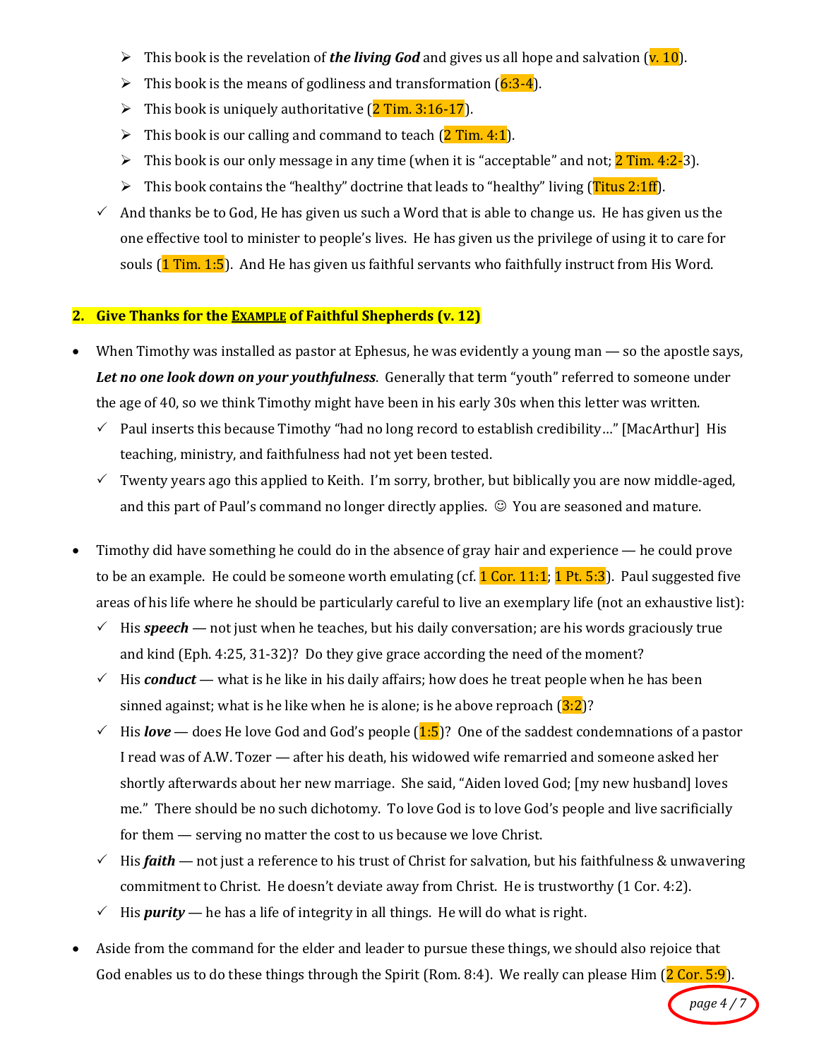- This book is the revelation of ***the living God*** and gives us all hope and salvation (v. 10).
- This book is the means of godliness and transformation (6:3-4).
- This book is uniquely authoritative (2 Tim. 3:16-17).
- This book is our calling and command to teach (2 Tim. 4:1).
- This book is our only message in any time (when it is "acceptable" and not; 2 Tim. 4:2-3).
- This book contains the "healthy" doctrine that leads to "healthy" living (Titus 2:1ff).

✓ And thanks be to God, He has given us such a Word that is able to change us. He has given us the one effective tool to minister to people's lives. He has given us the privilege of using it to care for souls (1 Tim. 1:5). And He has given us faithful servants who faithfully instruct from His Word.

## 2. Give Thanks for the <u>EXAMPLE</u> of Faithful Shepherds (v. 12)

- When Timothy was installed as pastor at Ephesus, he was evidently a young man — so the apostle says, ***Let no one look down on your youthfulness***. Generally that term "youth" referred to someone under the age of 40, so we think Timothy might have been in his early 30s when this letter was written.
  - ✓ Paul inserts this because Timothy "had no long record to establish credibility…" [MacArthur] His teaching, ministry, and faithfulness had not yet been tested.
  - ✓ Twenty years ago this applied to Keith. I'm sorry, brother, but biblically you are now middle-aged, and this part of Paul's command no longer directly applies. ☺ You are seasoned and mature.

- Timothy did have something he could do in the absence of gray hair and experience — he could prove to be an example. He could be someone worth emulating (cf. 1 Cor. 11:1; 1 Pt. 5:3). Paul suggested five areas of his life where he should be particularly careful to live an exemplary life (not an exhaustive list):
  - ✓ His ***speech*** — not just when he teaches, but his daily conversation; are his words graciously true and kind (Eph. 4:25, 31-32)? Do they give grace according the need of the moment?
  - ✓ His ***conduct*** — what is he like in his daily affairs; how does he treat people when he has been sinned against; what is he like when he is alone; is he above reproach (3:2)?
  - ✓ His ***love*** — does He love God and God's people (1:5)? One of the saddest condemnations of a pastor I read was of A.W. Tozer — after his death, his widowed wife remarried and someone asked her shortly afterwards about her new marriage. She said, "Aiden loved God; [my new husband] loves me." There should be no such dichotomy. To love God is to love God's people and live sacrificially for them — serving no matter the cost to us because we love Christ.
  - ✓ His ***faith*** — not just a reference to his trust of Christ for salvation, but his faithfulness & unwavering commitment to Christ. He doesn't deviate away from Christ. He is trustworthy (1 Cor. 4:2).
  - ✓ His ***purity*** — he has a life of integrity in all things. He will do what is right.

- Aside from the command for the elder and leader to pursue these things, we should also rejoice that God enables us to do these things through the Spirit (Rom. 8:4). We really can please Him (2 Cor. 5:9).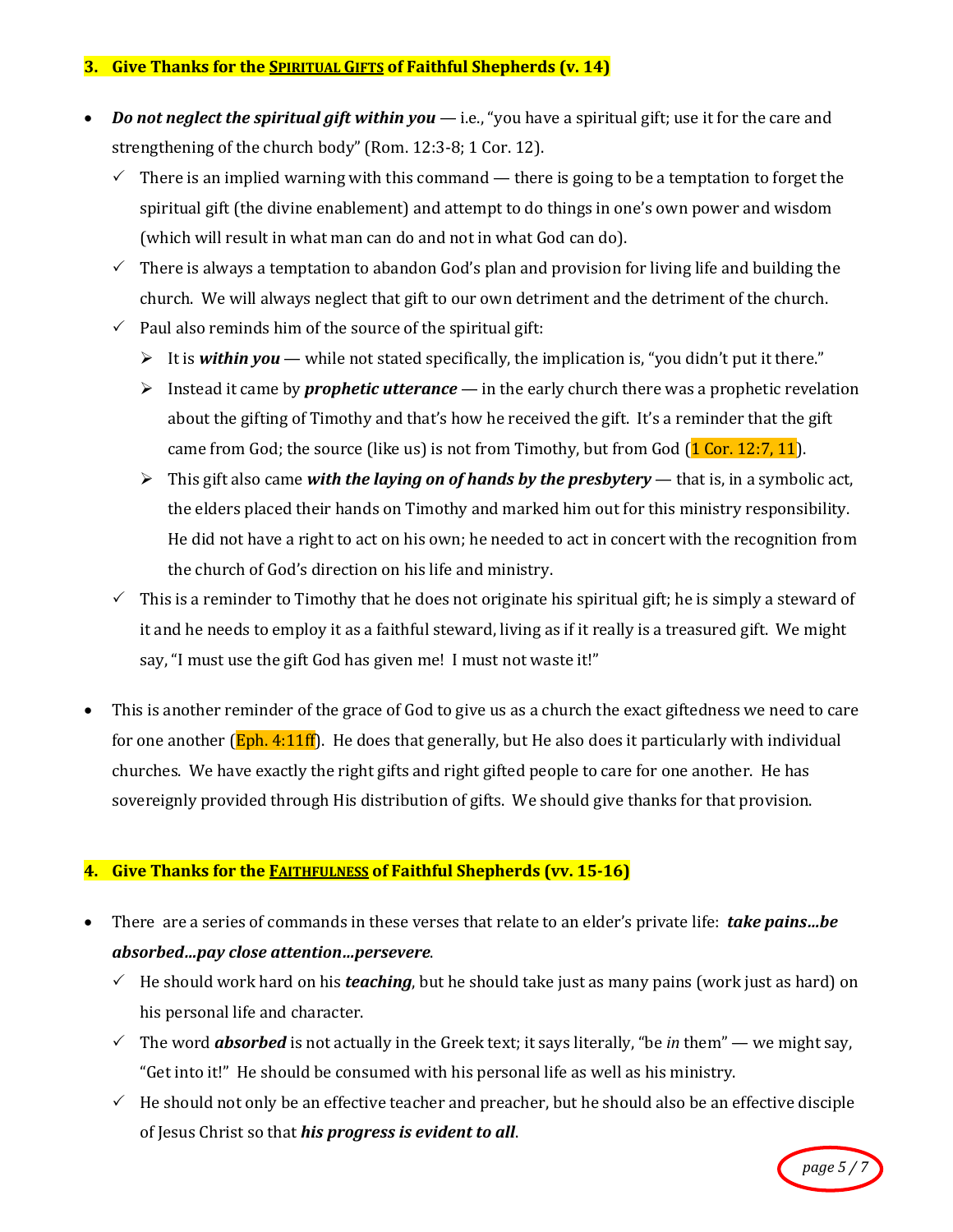### 3. Give Thanks for the <u>SPIRITUAL GIFTS</u> of Faithful Shepherds (v. 14)

- ***Do not neglect the spiritual gift within you*** — i.e., "you have a spiritual gift; use it for the care and strengthening of the church body" (Rom. 12:3-8; 1 Cor. 12).
  - ✓ There is an implied warning with this command — there is going to be a temptation to forget the spiritual gift (the divine enablement) and attempt to do things in one's own power and wisdom (which will result in what man can do and not in what God can do).
  - ✓ There is always a temptation to abandon God's plan and provision for living life and building the church. We will always neglect that gift to our own detriment and the detriment of the church.
  - ✓ Paul also reminds him of the source of the spiritual gift:
    - ➢ It is ***within you*** — while not stated specifically, the implication is, "you didn't put it there."
    - ➢ Instead it came by ***prophetic utterance*** — in the early church there was a prophetic revelation about the gifting of Timothy and that's how he received the gift. It's a reminder that the gift came from God; the source (like us) is not from Timothy, but from God (1 Cor. 12:7, 11).
    - ➢ This gift also came ***with the laying on of hands by the presbytery*** — that is, in a symbolic act, the elders placed their hands on Timothy and marked him out for this ministry responsibility. He did not have a right to act on his own; he needed to act in concert with the recognition from the church of God's direction on his life and ministry.
  - ✓ This is a reminder to Timothy that he does not originate his spiritual gift; he is simply a steward of it and he needs to employ it as a faithful steward, living as if it really is a treasured gift. We might say, "I must use the gift God has given me! I must not waste it!"

- This is another reminder of the grace of God to give us as a church the exact giftedness we need to care for one another (Eph. 4:11ff). He does that generally, but He also does it particularly with individual churches. We have exactly the right gifts and right gifted people to care for one another. He has sovereignly provided through His distribution of gifts. We should give thanks for that provision.

### 4. Give Thanks for the <u>FAITHFULNESS</u> of Faithful Shepherds (vv. 15-16)

- There are a series of commands in these verses that relate to an elder's private life: ***take pains…be absorbed…pay close attention…persevere***.
  - ✓ He should work hard on his ***teaching***, but he should take just as many pains (work just as hard) on his personal life and character.
  - ✓ The word ***absorbed*** is not actually in the Greek text; it says literally, "be *in* them" — we might say, "Get into it!" He should be consumed with his personal life as well as his ministry.
  - ✓ He should not only be an effective teacher and preacher, but he should also be an effective disciple of Jesus Christ so that ***his progress is evident to all***.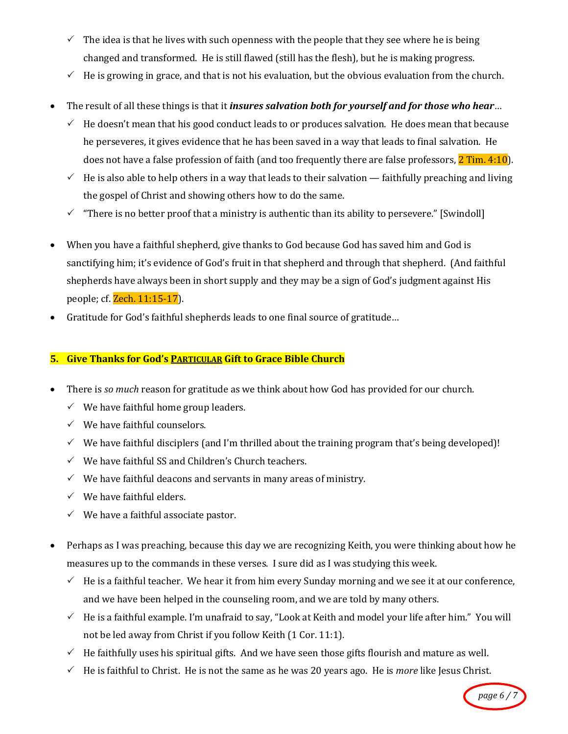- ✓ The idea is that he lives with such openness with the people that they see where he is being changed and transformed. He is still flawed (still has the flesh), but he is making progress.
- ✓ He is growing in grace, and that is not his evaluation, but the obvious evaluation from the church.

- The result of all these things is that it ***insures salvation both for yourself and for those who hear***…
  - ✓ He doesn't mean that his good conduct leads to or produces salvation. He does mean that because he perseveres, it gives evidence that he has been saved in a way that leads to final salvation. He does not have a false profession of faith (and too frequently there are false professors, 2 Tim. 4:10).
  - ✓ He is also able to help others in a way that leads to their salvation — faithfully preaching and living the gospel of Christ and showing others how to do the same.
  - ✓ "There is no better proof that a ministry is authentic than its ability to persevere." [Swindoll]

- When you have a faithful shepherd, give thanks to God because God has saved him and God is sanctifying him; it's evidence of God's fruit in that shepherd and through that shepherd. (And faithful shepherds have always been in short supply and they may be a sign of God's judgment against His people; cf. Zech. 11:15-17).
- Gratitude for God's faithful shepherds leads to one final source of gratitude…

## 5. Give Thanks for God's PARTICULAR Gift to Grace Bible Church

- There is *so much* reason for gratitude as we think about how God has provided for our church.
  - ✓ We have faithful home group leaders.
  - ✓ We have faithful counselors.
  - ✓ We have faithful disciplers (and I'm thrilled about the training program that's being developed)!
  - ✓ We have faithful SS and Children's Church teachers.
  - ✓ We have faithful deacons and servants in many areas of ministry.
  - ✓ We have faithful elders.
  - ✓ We have a faithful associate pastor.

- Perhaps as I was preaching, because this day we are recognizing Keith, you were thinking about how he measures up to the commands in these verses. I sure did as I was studying this week.
  - ✓ He is a faithful teacher. We hear it from him every Sunday morning and we see it at our conference, and we have been helped in the counseling room, and we are told by many others.
  - ✓ He is a faithful example. I'm unafraid to say, "Look at Keith and model your life after him." You will not be led away from Christ if you follow Keith (1 Cor. 11:1).
  - ✓ He faithfully uses his spiritual gifts. And we have seen those gifts flourish and mature as well.
  - ✓ He is faithful to Christ. He is not the same as he was 20 years ago. He is *more* like Jesus Christ.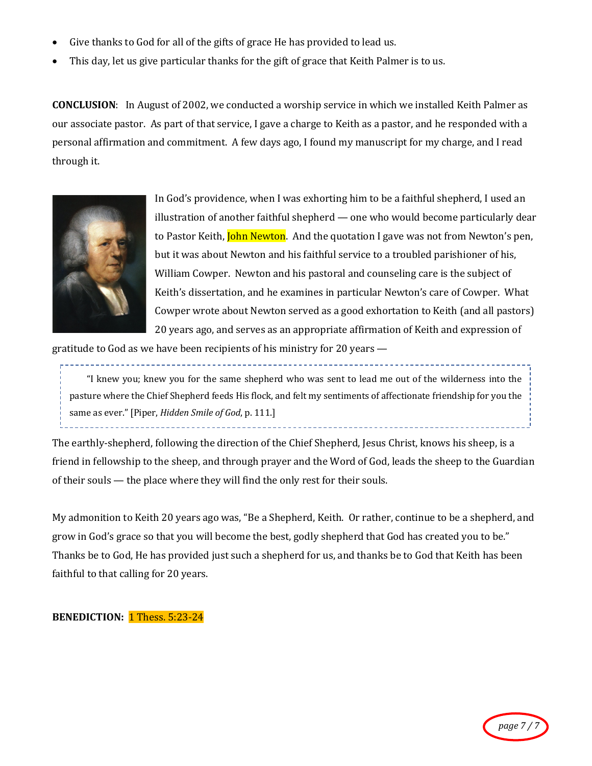- Give thanks to God for all of the gifts of grace He has provided to lead us.
- This day, let us give particular thanks for the gift of grace that Keith Palmer is to us.

**CONCLUSION**: In August of 2002, we conducted a worship service in which we installed Keith Palmer as our associate pastor. As part of that service, I gave a charge to Keith as a pastor, and he responded with a personal affirmation and commitment. A few days ago, I found my manuscript for my charge, and I read through it.

In God's providence, when I was exhorting him to be a faithful shepherd, I used an illustration of another faithful shepherd — one who would become particularly dear to Pastor Keith, John Newton. And the quotation I gave was not from Newton's pen, but it was about Newton and his faithful service to a troubled parishioner of his, William Cowper. Newton and his pastoral and counseling care is the subject of Keith's dissertation, and he examines in particular Newton's care of Cowper. What Cowper wrote about Newton served as a good exhortation to Keith (and all pastors) 20 years ago, and serves as an appropriate affirmation of Keith and expression of gratitude to God as we have been recipients of his ministry for 20 years —

> "I knew you; knew you for the same shepherd who was sent to lead me out of the wilderness into the pasture where the Chief Shepherd feeds His flock, and felt my sentiments of affectionate friendship for you the same as ever." [Piper, *Hidden Smile of God*, p. 111.]

The earthly-shepherd, following the direction of the Chief Shepherd, Jesus Christ, knows his sheep, is a friend in fellowship to the sheep, and through prayer and the Word of God, leads the sheep to the Guardian of their souls — the place where they will find the only rest for their souls.

My admonition to Keith 20 years ago was, "Be a Shepherd, Keith. Or rather, continue to be a shepherd, and grow in God's grace so that you will become the best, godly shepherd that God has created you to be." Thanks be to God, He has provided just such a shepherd for us, and thanks be to God that Keith has been faithful to that calling for 20 years.

**BENEDICTION:** 1 Thess. 5:23-24